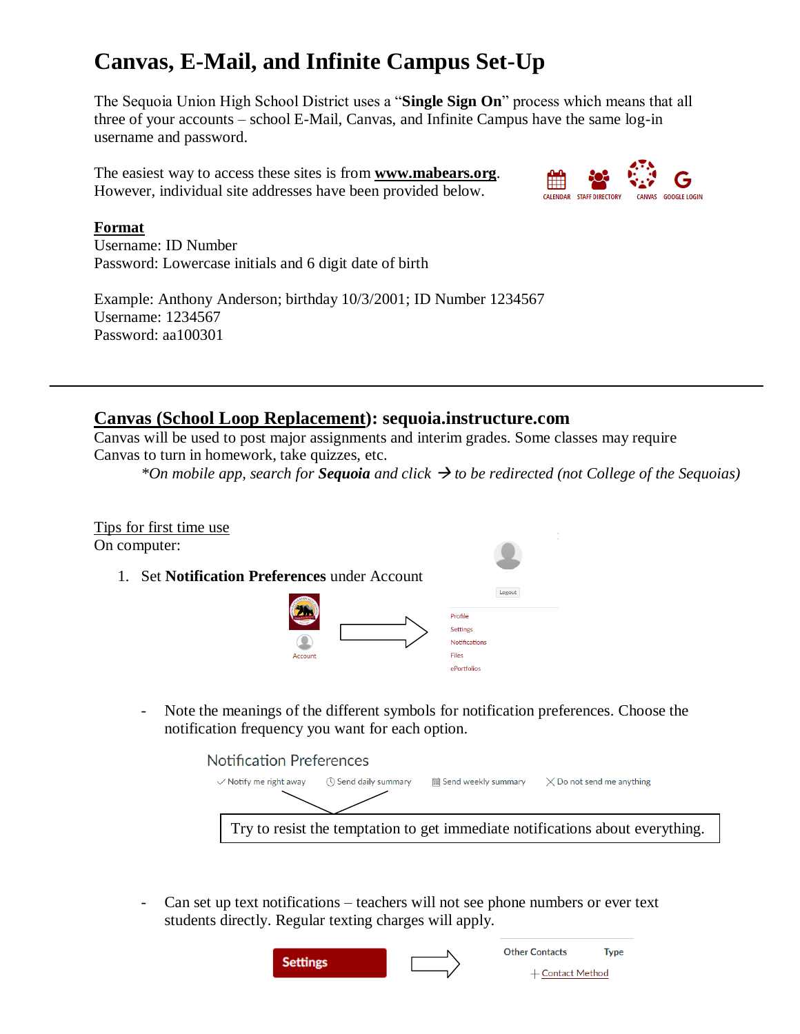# Canvas, E-Mail, and Infinite Campus Set-Up

The Sequoia Union High School District uses a "**Single Sign On**" process which means that all three of your accounts – school E-Mail, Canvas, and Infinite Campus have the same log-in username and password.

The easiest way to access these sites is from **www.mabears.org**. However, individual site addresses have been provided below.

CALENDAR STAFF DIRECTORY CANVAS GOOGLE LOGIN

**Format**
Username: ID Number
Password: Lowercase initials and 6 digit date of birth

Example: Anthony Anderson; birthday 10/3/2001; ID Number 1234567
Username: 1234567
Password: aa100301

---

## Canvas (School Loop Replacement): sequoia.instructure.com

Canvas will be used to post major assignments and interim grades. Some classes may require Canvas to turn in homework, take quizzes, etc.

*\*On mobile app, search for **Sequoia** and click → to be redirected (not College of the Sequoias)*

Tips for first time use
On computer:

1. Set **Notification Preferences** under Account

   Account → Logout, Profile, Settings, Notifications, Files, ePortfolios

   - Note the meanings of the different symbols for notification preferences. Choose the notification frequency you want for each option.

     Notification Preferences
     ✓ Notify me right away | Send daily summary | Send weekly summary | ✕ Do not send me anything

     Try to resist the temptation to get immediate notifications about everything.

   - Can set up text notifications – teachers will not see phone numbers or ever text students directly. Regular texting charges will apply.

     Settings → Other Contacts | Type | + Contact Method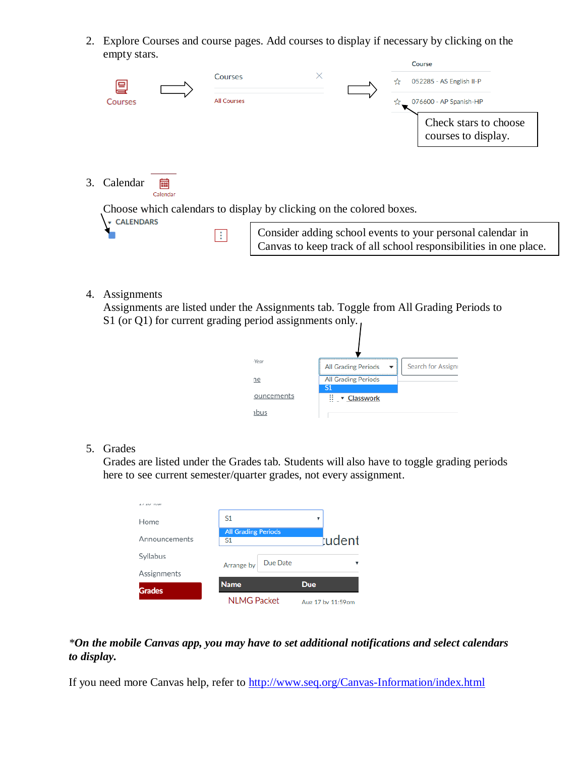2. Explore Courses and course pages. Add courses to display if necessary by clicking on the empty stars.

   Courses → Courses / All Courses → Course: 052285 - AS English II-P; 076600 - AP Spanish-HP

   Check stars to choose courses to display.

3. Calendar

   Choose which calendars to display by clicking on the colored boxes.

   CALENDARS

   Consider adding school events to your personal calendar in Canvas to keep track of all school responsibilities in one place.

4. Assignments
   Assignments are listed under the Assignments tab. Toggle from All Grading Periods to S1 (or Q1) for current grading period assignments only.

5. Grades
   Grades are listed under the Grades tab. Students will also have to toggle grading periods here to see current semester/quarter grades, not every assignment.

***On the mobile Canvas app, you may have to set additional notifications and select calendars to display.***

If you need more Canvas help, refer to http://www.seq.org/Canvas-Information/index.html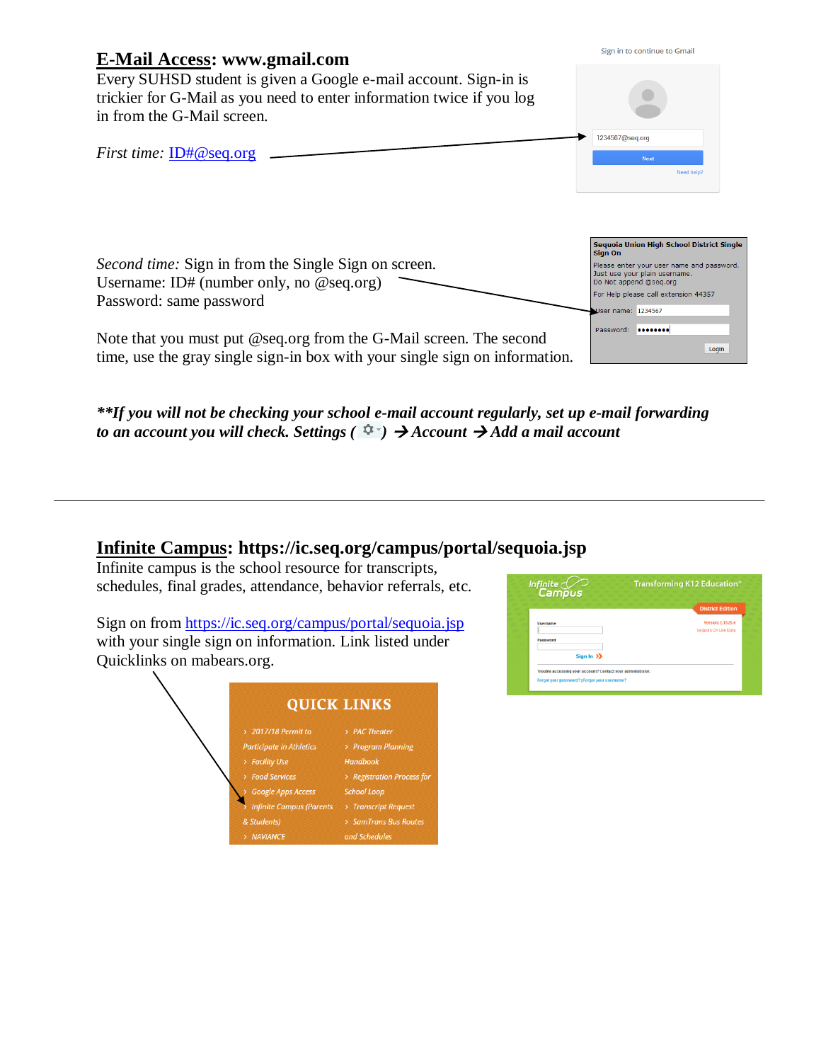## E-Mail Access: www.gmail.com

Every SUHSD student is given a Google e-mail account. Sign-in is trickier for G-Mail as you need to enter information twice if you log in from the G-Mail screen.

*First time:* ID#@seq.org

*Second time:* Sign in from the Single Sign on screen.
Username: ID# (number only, no @seq.org)
Password: same password

Note that you must put @seq.org from the G-Mail screen. The second time, use the gray single sign-in box with your single sign on information.

***\*\*If you will not be checking your school e-mail account regularly, set up e-mail forwarding to an account you will check. Settings ( ⚙ ) → Account → Add a mail account***

---

## Infinite Campus: https://ic.seq.org/campus/portal/sequoia.jsp

Infinite campus is the school resource for transcripts, schedules, final grades, attendance, behavior referrals, etc.

Sign on from https://ic.seq.org/campus/portal/sequoia.jsp with your single sign on information. Link listed under Quicklinks on mabears.org.